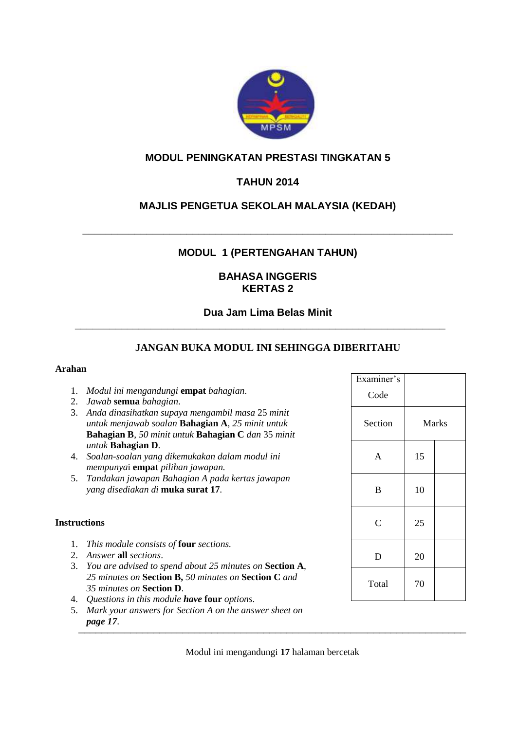# MODUL PENINGKATAN PRESTASI TINGKATAN 5

## TAHUN 2014

## MAJLIS PENGETUA SEKOLAH MALAYSIA (KEDAH)

---

## MODUL 1 (PERTENGAHAN TAHUN)

## BAHASA INGGERIS
## KERTAS 2

### Dua Jam Lima Belas Minit

---

**JANGAN BUKA MODUL INI SEHINGGA DIBERITAHU**

**Arahan**

1. *Modul ini mengandungi* **empat** *bahagian.*
2. *Jawab* **semua** *bahagian.*
3. *Anda dinasihatkan supaya mengambil masa* 25 *minit untuk menjawab soalan* **Bahagian A**, *25 minit untuk* **Bahagian B**, *50 minit untuk* **Bahagian C** *dan* 35 *minit untuk* **Bahagian D**.
4. *Soalan-soalan yang dikemukakan dalam modul ini mempunya*i **empat** *pilihan jawapan.*
5. *Tandakan jawapan Bahagian A pada kertas jawapan yang disediakan di* **muka surat 17**.

**Instructions**

1. *This module consists of* **four** *sections.*
2. *Answer* **all** *sections*.
3. *You are advised to spend about 25 minutes on* **Section A**, *25 minutes on* **Section B,** *50 minutes on* **Section C** *and 35 minutes on* **Section D**.
4. *Questions in this module* ***have*** **four** *options*.
5. *Mark your answers for Section A on the answer sheet on* ***page 17***.

| Examiner's Code | | |
|---|---|---|
| Section | Marks | |
| A | 15 | |
| B | 10 | |
| C | 25 | |
| D | 20 | |
| Total | 70 | |

Modul ini mengandungi **17** halaman bercetak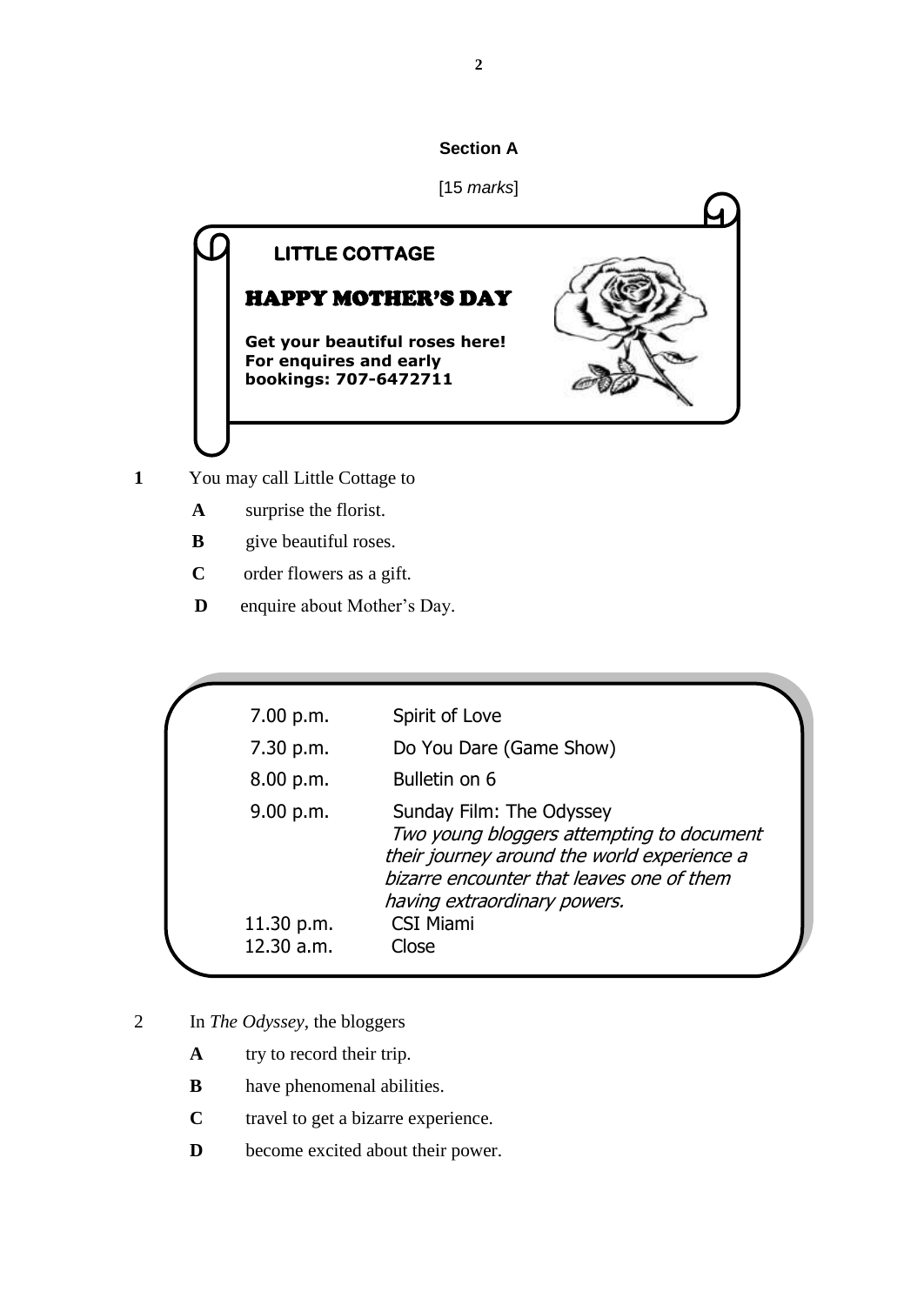## Section A

[15 *marks*]

**LITTLE COTTAGE**

**HAPPY MOTHER'S DAY**

**Get your beautiful roses here!**
**For enquires and early bookings: 707-6472711**

**1** You may call Little Cottage to

- **A** surprise the florist.
- **B** give beautiful roses.
- **C** order flowers as a gift.
- **D** enquire about Mother's Day.

| | |
|---|---|
| 7.00 p.m. | Spirit of Love |
| 7.30 p.m. | Do You Dare (Game Show) |
| 8.00 p.m. | Bulletin on 6 |
| 9.00 p.m. | Sunday Film: The Odyssey<br>*Two young bloggers attempting to document their journey around the world experience a bizarre encounter that leaves one of them having extraordinary powers.* |
| 11.30 p.m. | CSI Miami |
| 12.30 a.m. | Close |

2 In *The Odyssey*, the bloggers

- **A** try to record their trip.
- **B** have phenomenal abilities.
- **C** travel to get a bizarre experience.
- **D** become excited about their power.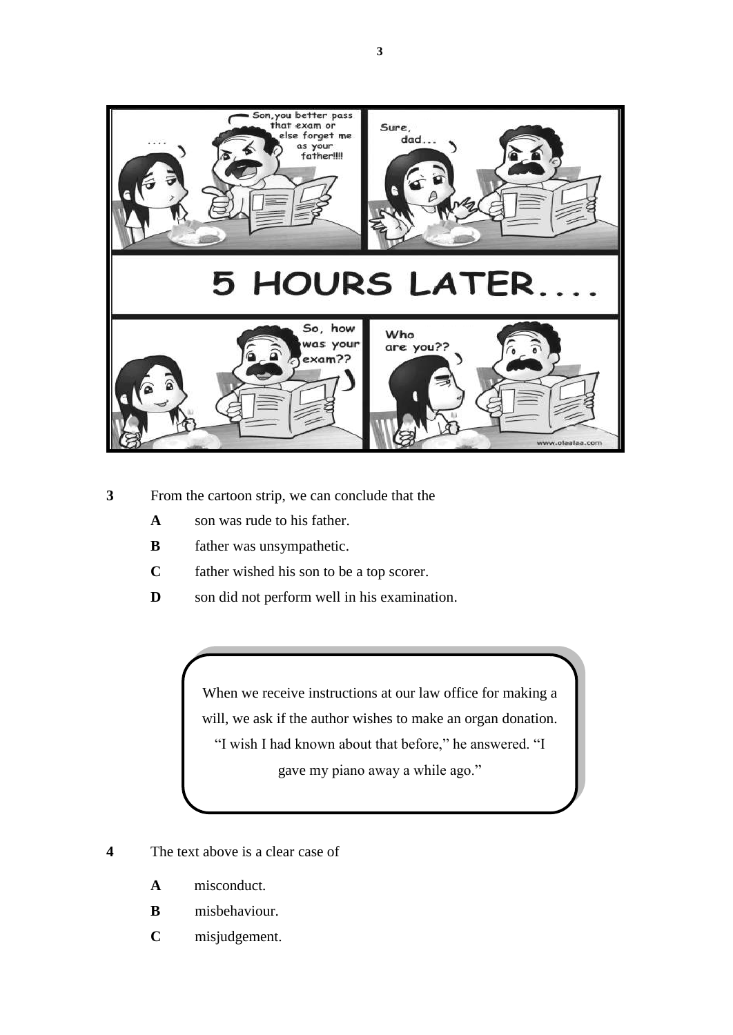**3** From the cartoon strip, we can conclude that the

- **A** son was rude to his father.
- **B** father was unsympathetic.
- **C** father wished his son to be a top scorer.
- **D** son did not perform well in his examination.

> When we receive instructions at our law office for making a will, we ask if the author wishes to make an organ donation. "I wish I had known about that before," he answered. "I gave my piano away a while ago."

**4** The text above is a clear case of

- **A** misconduct.
- **B** misbehaviour.
- **C** misjudgement.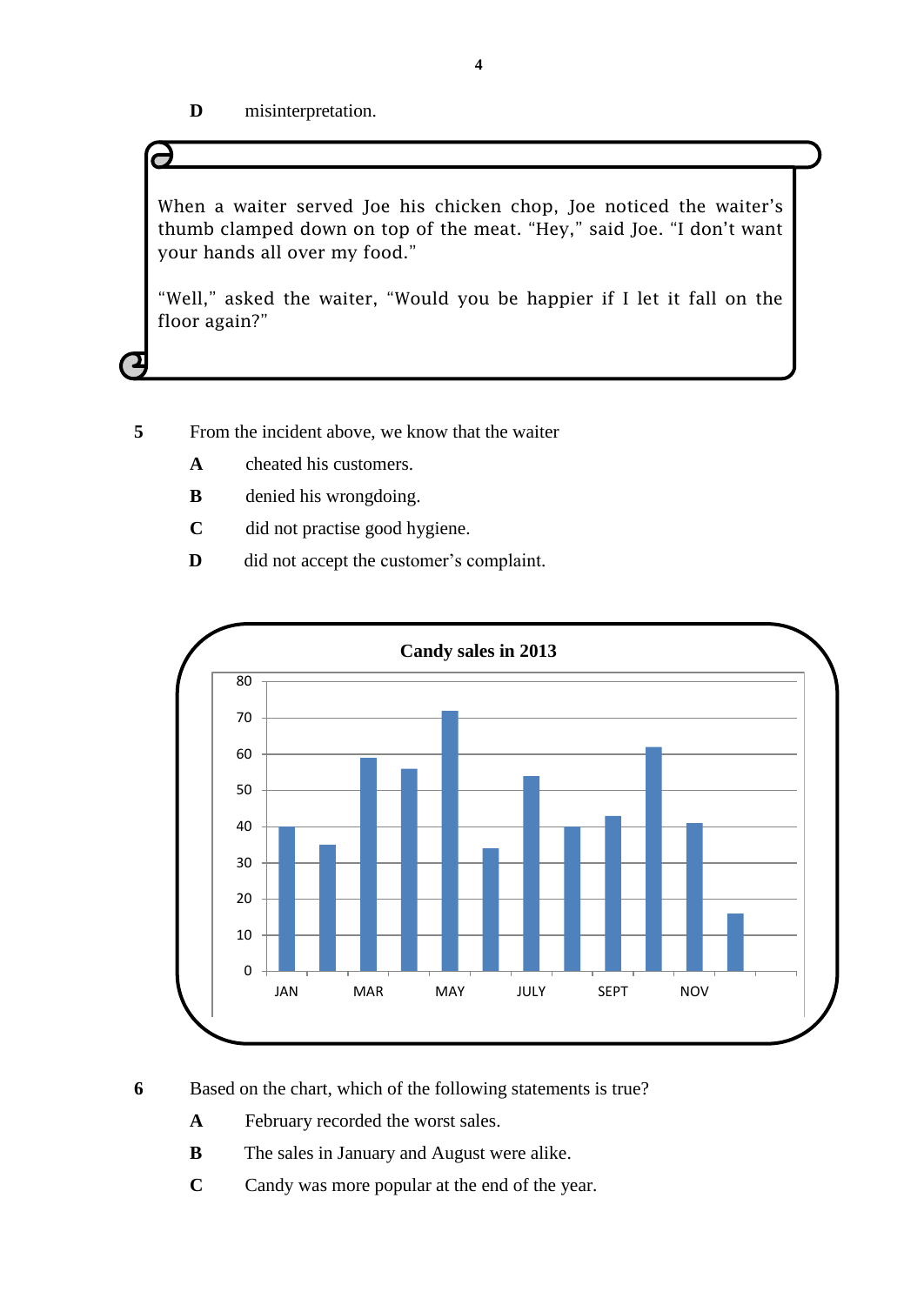**D** misinterpretation.

When a waiter served Joe his chicken chop, Joe noticed the waiter's thumb clamped down on top of the meat. "Hey," said Joe. "I don't want your hands all over my food."

"Well," asked the waiter, "Would you be happier if I let it fall on the floor again?"

**5** From the incident above, we know that the waiter

**A** cheated his customers.

**B** denied his wrongdoing.

**C** did not practise good hygiene.

**D** did not accept the customer's complaint.

**Candy sales in 2013**

Y-axis: 0, 10, 20, 30, 40, 50, 60, 70, 80

X-axis: JAN, MAR, MAY, JULY, SEPT, NOV

**6** Based on the chart, which of the following statements is true?

**A** February recorded the worst sales.

**B** The sales in January and August were alike.

**C** Candy was more popular at the end of the year.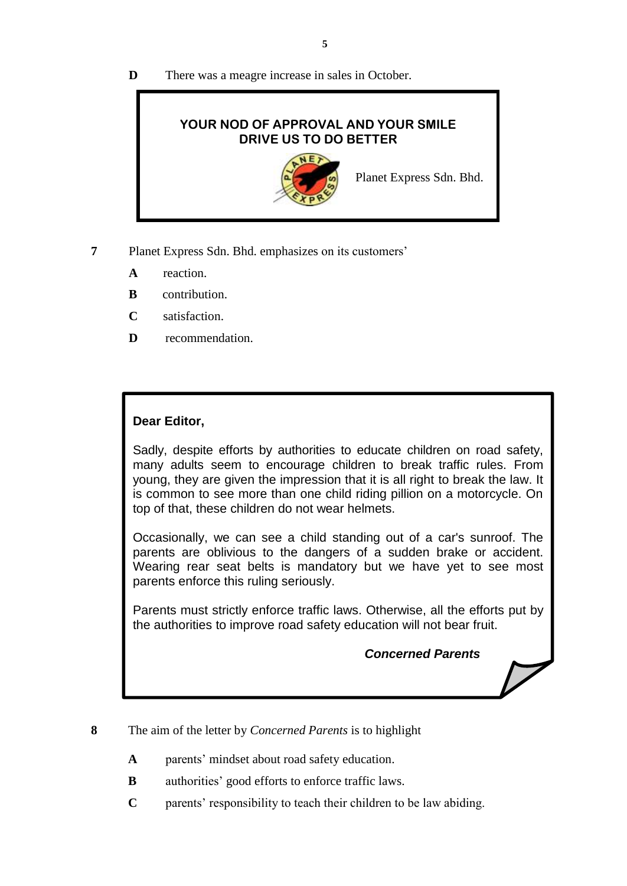**D** There was a meagre increase in sales in October.

**YOUR NOD OF APPROVAL AND YOUR SMILE DRIVE US TO DO BETTER**

Planet Express Sdn. Bhd.

**7** Planet Express Sdn. Bhd. emphasizes on its customers'

- **A** reaction.
- **B** contribution.
- **C** satisfaction.
- **D** recommendation.

**Dear Editor,**

Sadly, despite efforts by authorities to educate children on road safety, many adults seem to encourage children to break traffic rules. From young, they are given the impression that it is all right to break the law. It is common to see more than one child riding pillion on a motorcycle. On top of that, these children do not wear helmets.

Occasionally, we can see a child standing out of a car's sunroof. The parents are oblivious to the dangers of a sudden brake or accident. Wearing rear seat belts is mandatory but we have yet to see most parents enforce this ruling seriously.

Parents must strictly enforce traffic laws. Otherwise, all the efforts put by the authorities to improve road safety education will not bear fruit.

***Concerned Parents***

**8** The aim of the letter by *Concerned Parents* is to highlight

- **A** parents' mindset about road safety education.
- **B** authorities' good efforts to enforce traffic laws.
- **C** parents' responsibility to teach their children to be law abiding.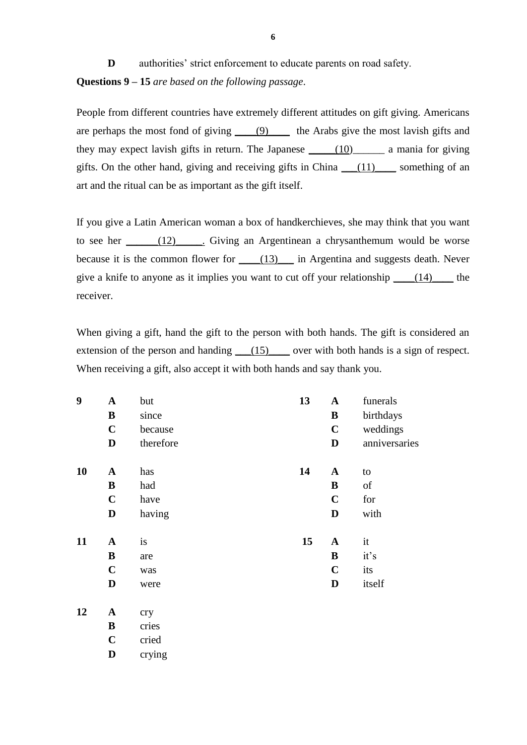**D** authorities' strict enforcement to educate parents on road safety.

**Questions 9 – 15** *are based on the following passage*.

People from different countries have extremely different attitudes on gift giving. Americans are perhaps the most fond of giving ____(9)____ the Arabs give the most lavish gifts and they may expect lavish gifts in return. The Japanese _____(10)______ a mania for giving gifts. On the other hand, giving and receiving gifts in China ___(11)____ something of an art and the ritual can be as important as the gift itself.

If you give a Latin American woman a box of handkerchieves, she may think that you want to see her ______(12)_____. Giving an Argentinean a chrysanthemum would be worse because it is the common flower for ____(13)___ in Argentina and suggests death. Never give a knife to anyone as it implies you want to cut off your relationship ____(14)____ the receiver.

When giving a gift, hand the gift to the person with both hands. The gift is considered an extension of the person and handing ___(15)____ over with both hands is a sign of respect. When receiving a gift, also accept it with both hands and say thank you.

**9**
- **A** but
- **B** since
- **C** because
- **D** therefore

**10**
- **A** has
- **B** had
- **C** have
- **D** having

**11**
- **A** is
- **B** are
- **C** was
- **D** were

**12**
- **A** cry
- **B** cries
- **C** cried
- **D** crying

**13**
- **A** funerals
- **B** birthdays
- **C** weddings
- **D** anniversaries

**14**
- **A** to
- **B** of
- **C** for
- **D** with

**15**
- **A** it
- **B** it's
- **C** its
- **D** itself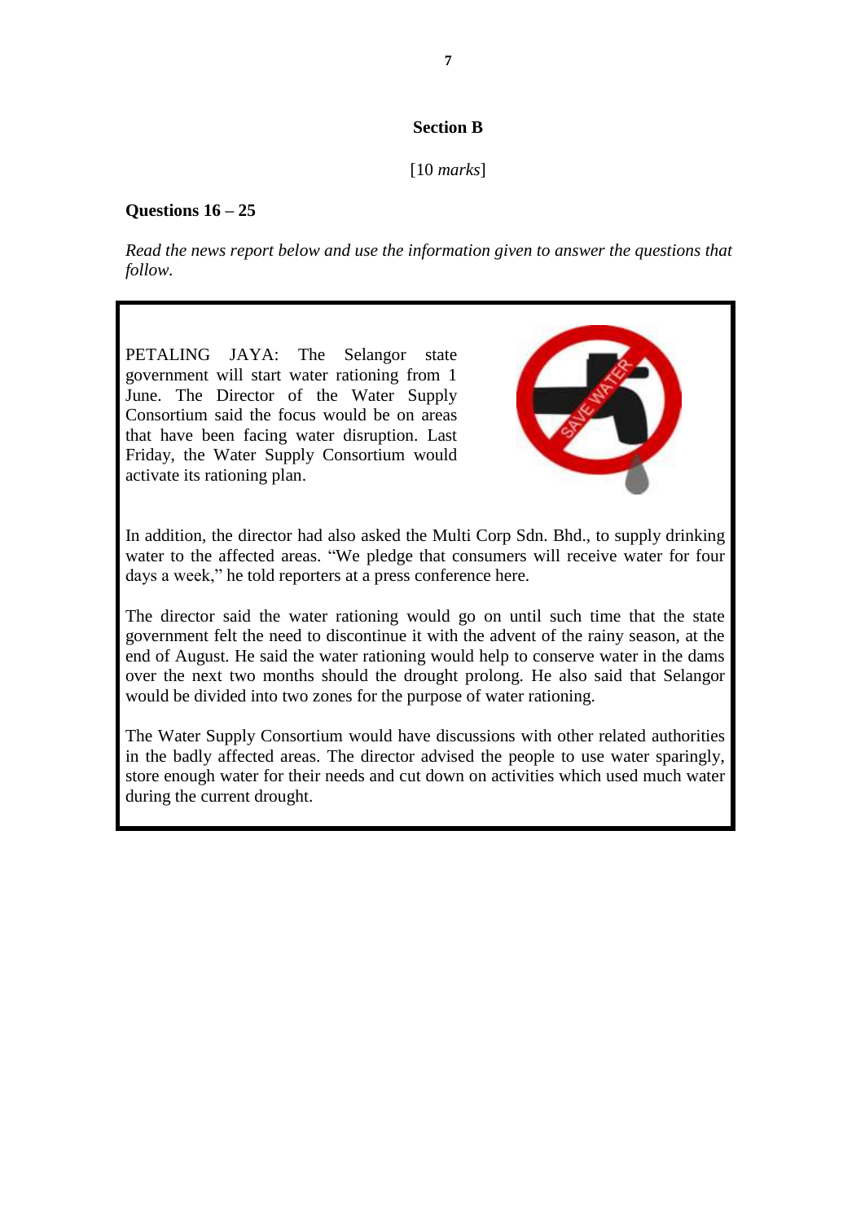## Section B

[10 *marks*]

**Questions 16 – 25**

*Read the news report below and use the information given to answer the questions that follow.*

PETALING JAYA: The Selangor state government will start water rationing from 1 June. The Director of the Water Supply Consortium said the focus would be on areas that have been facing water disruption. Last Friday, the Water Supply Consortium would activate its rationing plan.

In addition, the director had also asked the Multi Corp Sdn. Bhd., to supply drinking water to the affected areas. "We pledge that consumers will receive water for four days a week," he told reporters at a press conference here.

The director said the water rationing would go on until such time that the state government felt the need to discontinue it with the advent of the rainy season, at the end of August. He said the water rationing would help to conserve water in the dams over the next two months should the drought prolong. He also said that Selangor would be divided into two zones for the purpose of water rationing.

The Water Supply Consortium would have discussions with other related authorities in the badly affected areas. The director advised the people to use water sparingly, store enough water for their needs and cut down on activities which used much water during the current drought.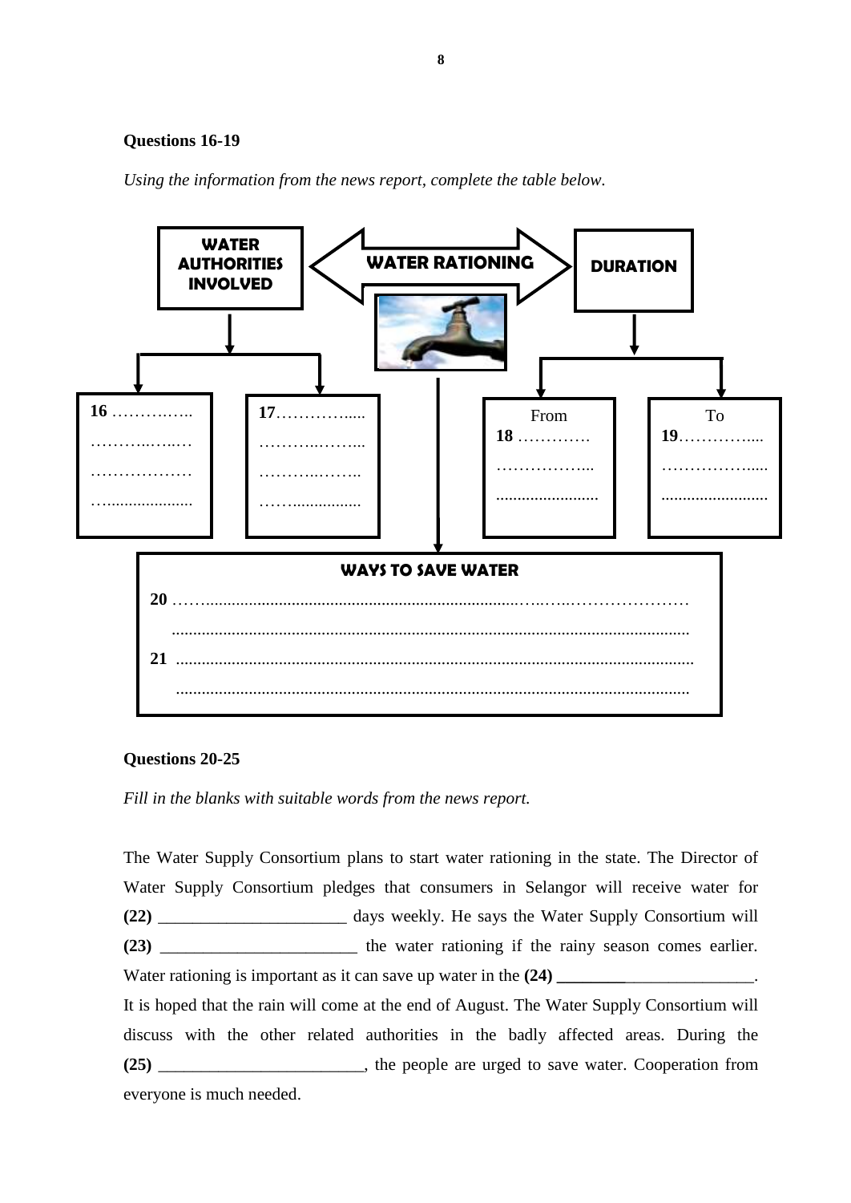**Questions 16-19**

*Using the information from the news report, complete the table below.*

**WATER AUTHORITIES INVOLVED** ⟵ **WATER RATIONING** ⟶ **DURATION**

| WATER AUTHORITIES INVOLVED | | DURATION | |
|---|---|---|---|
| 16 …………………………………………………… | 17 …………………………………………………… | From 18 ……………………………………… | To 19 ……………………………………… |

**WAYS TO SAVE WATER**

20 ……………………………………………………………………………………………………………………………………

21 ……………………………………………………………………………………………………………………………………

**Questions 20-25**

*Fill in the blanks with suitable words from the news report.*

The Water Supply Consortium plans to start water rationing in the state. The Director of Water Supply Consortium pledges that consumers in Selangor will receive water for **(22)** ______________________ days weekly. He says the Water Supply Consortium will **(23)** ______________________ the water rationing if the rainy season comes earlier. Water rationing is important as it can save up water in the **(24)** ______________________. It is hoped that the rain will come at the end of August. The Water Supply Consortium will discuss with the other related authorities in the badly affected areas. During the **(25)** ______________________, the people are urged to save water. Cooperation from everyone is much needed.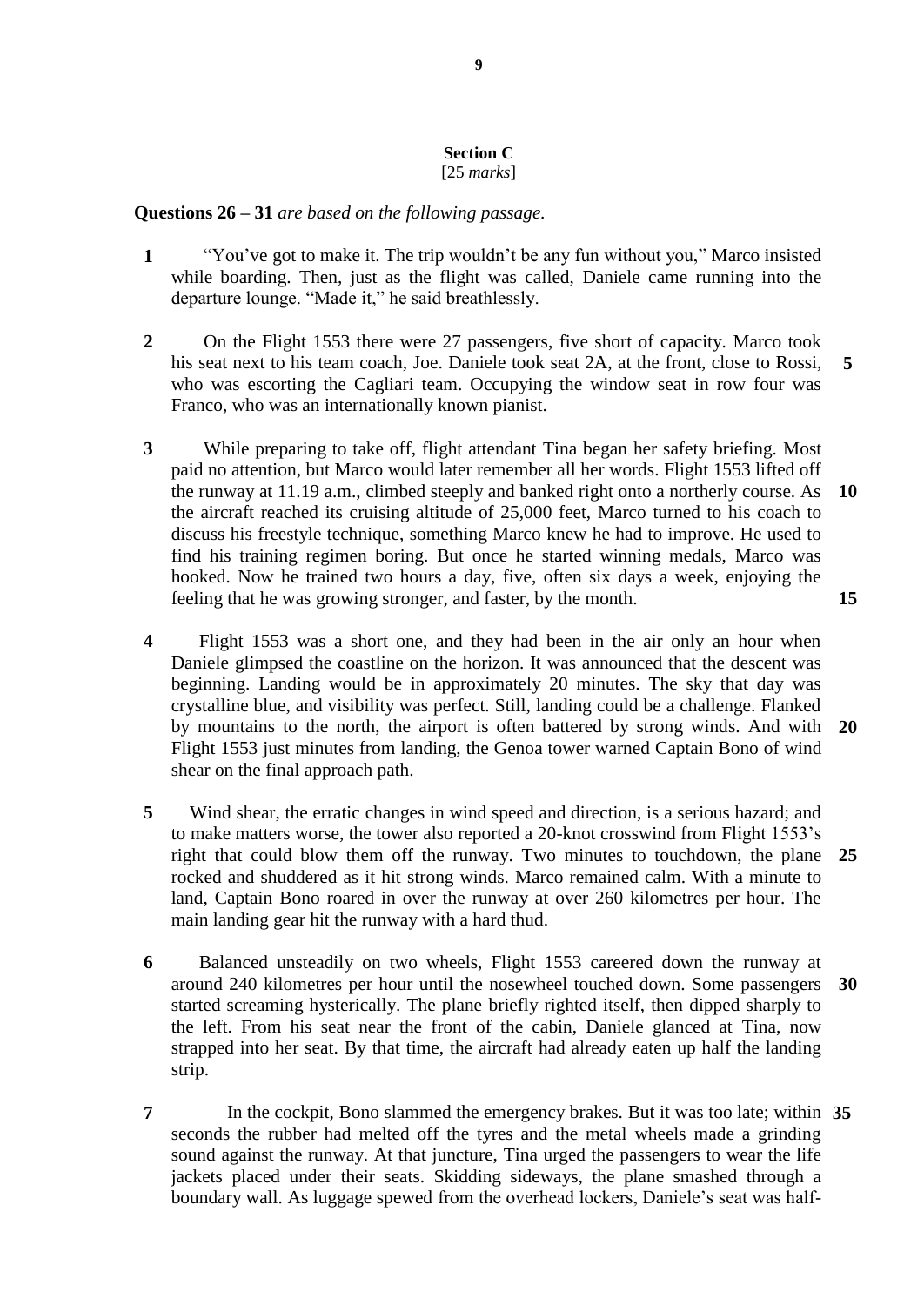## Section C

[25 *marks*]

**Questions 26 – 31** *are based on the following passage.*

**1** “You’ve got to make it. The trip wouldn’t be any fun without you,” Marco insisted while boarding. Then, just as the flight was called, Daniele came running into the departure lounge. “Made it,” he said breathlessly.

**2** On the Flight 1553 there were 27 passengers, five short of capacity. Marco took his seat next to his team coach, Joe. Daniele took seat 2A, at the front, close to Rossi, **5** who was escorting the Cagliari team. Occupying the window seat in row four was Franco, who was an internationally known pianist.

**3** While preparing to take off, flight attendant Tina began her safety briefing. Most paid no attention, but Marco would later remember all her words. Flight 1553 lifted off the runway at 11.19 a.m., climbed steeply and banked right onto a northerly course. As **10** the aircraft reached its cruising altitude of 25,000 feet, Marco turned to his coach to discuss his freestyle technique, something Marco knew he had to improve. He used to find his training regimen boring. But once he started winning medals, Marco was hooked. Now he trained two hours a day, five, often six days a week, enjoying the feeling that he was growing stronger, and faster, by the month. **15**

**4** Flight 1553 was a short one, and they had been in the air only an hour when Daniele glimpsed the coastline on the horizon. It was announced that the descent was beginning. Landing would be in approximately 20 minutes. The sky that day was crystalline blue, and visibility was perfect. Still, landing could be a challenge. Flanked by mountains to the north, the airport is often battered by strong winds. And with **20** Flight 1553 just minutes from landing, the Genoa tower warned Captain Bono of wind shear on the final approach path.

**5** Wind shear, the erratic changes in wind speed and direction, is a serious hazard; and to make matters worse, the tower also reported a 20-knot crosswind from Flight 1553’s right that could blow them off the runway. Two minutes to touchdown, the plane **25** rocked and shuddered as it hit strong winds. Marco remained calm. With a minute to land, Captain Bono roared in over the runway at over 260 kilometres per hour. The main landing gear hit the runway with a hard thud.

**6** Balanced unsteadily on two wheels, Flight 1553 careered down the runway at around 240 kilometres per hour until the nosewheel touched down. Some passengers **30** started screaming hysterically. The plane briefly righted itself, then dipped sharply to the left. From his seat near the front of the cabin, Daniele glanced at Tina, now strapped into her seat. By that time, the aircraft had already eaten up half the landing strip.

**7** In the cockpit, Bono slammed the emergency brakes. But it was too late; within **35** seconds the rubber had melted off the tyres and the metal wheels made a grinding sound against the runway. At that juncture, Tina urged the passengers to wear the life jackets placed under their seats. Skidding sideways, the plane smashed through a boundary wall. As luggage spewed from the overhead lockers, Daniele’s seat was half-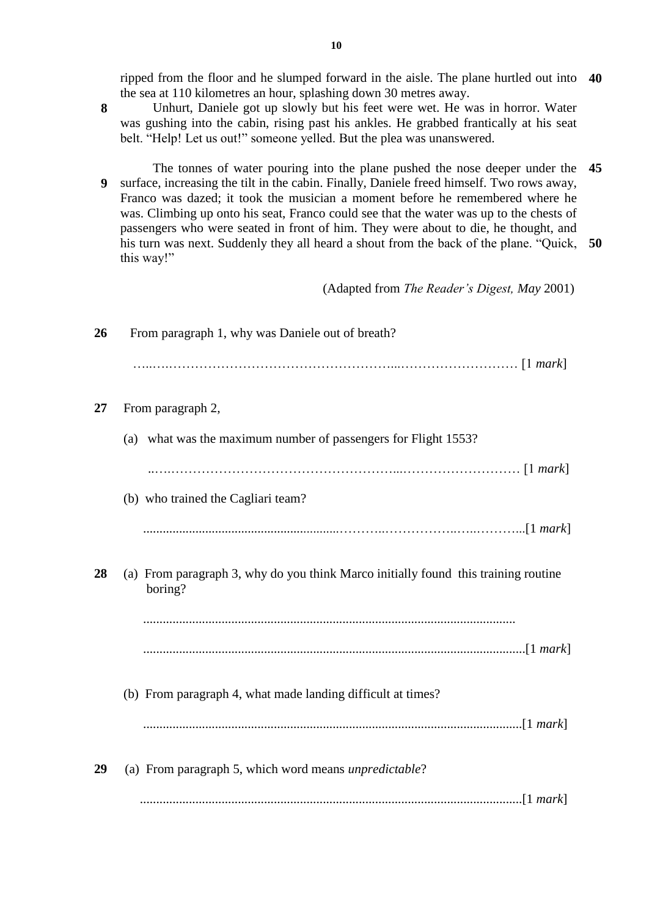ripped from the floor and he slumped forward in the aisle. The plane hurtled out into the sea at 110 kilometres an hour, splashing down 30 metres away. **40**

**8** Unhurt, Daniele got up slowly but his feet were wet. He was in horror. Water was gushing into the cabin, rising past his ankles. He grabbed frantically at his seat belt. "Help! Let us out!" someone yelled. But the plea was unanswered.

**9** The tonnes of water pouring into the plane pushed the nose deeper under the surface, increasing the tilt in the cabin. Finally, Daniele freed himself. Two rows away, Franco was dazed; it took the musician a moment before he remembered where he was. Climbing up onto his seat, Franco could see that the water was up to the chests of passengers who were seated in front of him. They were about to die, he thought, and his turn was next. Suddenly they all heard a shout from the back of the plane. "Quick, this way!" **45** **50**

(Adapted from *The Reader's Digest, May* 2001)

**26** From paragraph 1, why was Daniele out of breath?

………………………………………………………………………………… [1 *mark*]

**27** From paragraph 2,

(a) what was the maximum number of passengers for Flight 1553?

………………………………………………………………………………… [1 *mark*]

(b) who trained the Cagliari team?

…………………………………………………………………………………[1 *mark*]

**28** (a) From paragraph 3, why do you think Marco initially found this training routine boring?

…………………………………………………………………………………

…………………………………………………………………………………[1 *mark*]

(b) From paragraph 4, what made landing difficult at times?

…………………………………………………………………………………[1 *mark*]

**29** (a) From paragraph 5, which word means *unpredictable*?

…………………………………………………………………………………[1 *mark*]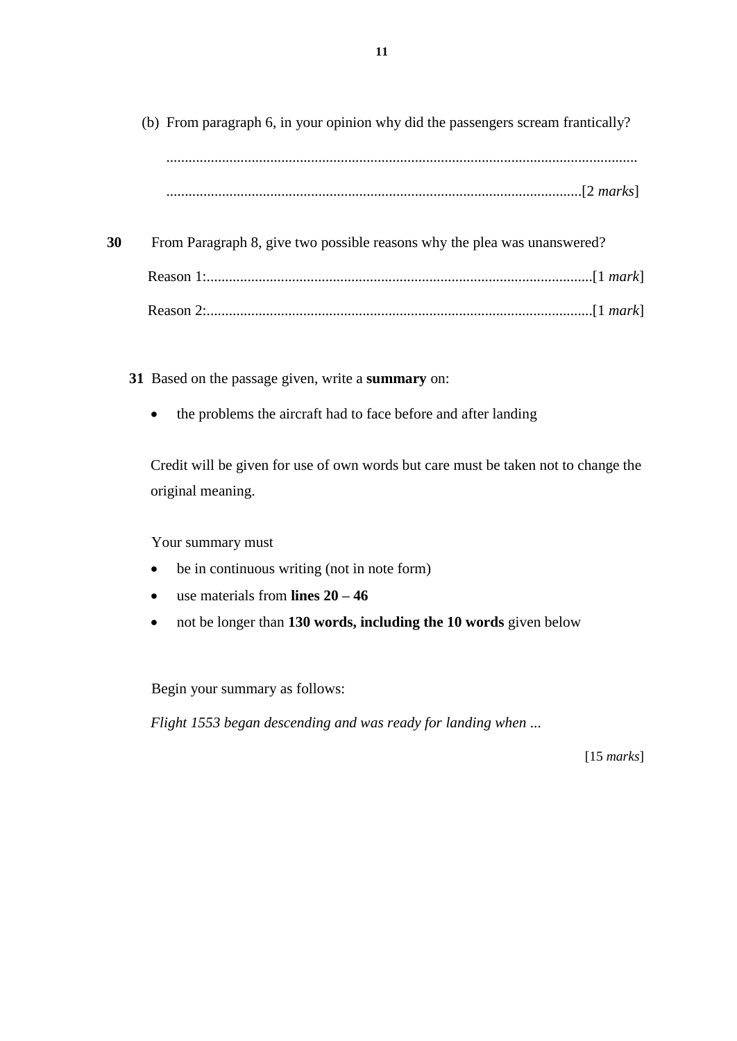(b) From paragraph 6, in your opinion why did the passengers scream frantically?

..............................................................................................................................

..............................................................................................................[2 *marks*]

**30** From Paragraph 8, give two possible reasons why the plea was unanswered?

Reason 1:.......................................................................................................[1 *mark*]

Reason 2:.......................................................................................................[1 *mark*]

**31** Based on the passage given, write a **summary** on:

- the problems the aircraft had to face before and after landing

Credit will be given for use of own words but care must be taken not to change the original meaning.

Your summary must

- be in continuous writing (not in note form)
- use materials from **lines 20 – 46**
- not be longer than **130 words, including the 10 words** given below

Begin your summary as follows:

*Flight 1553 began descending and was ready for landing when ...*

[15 *marks*]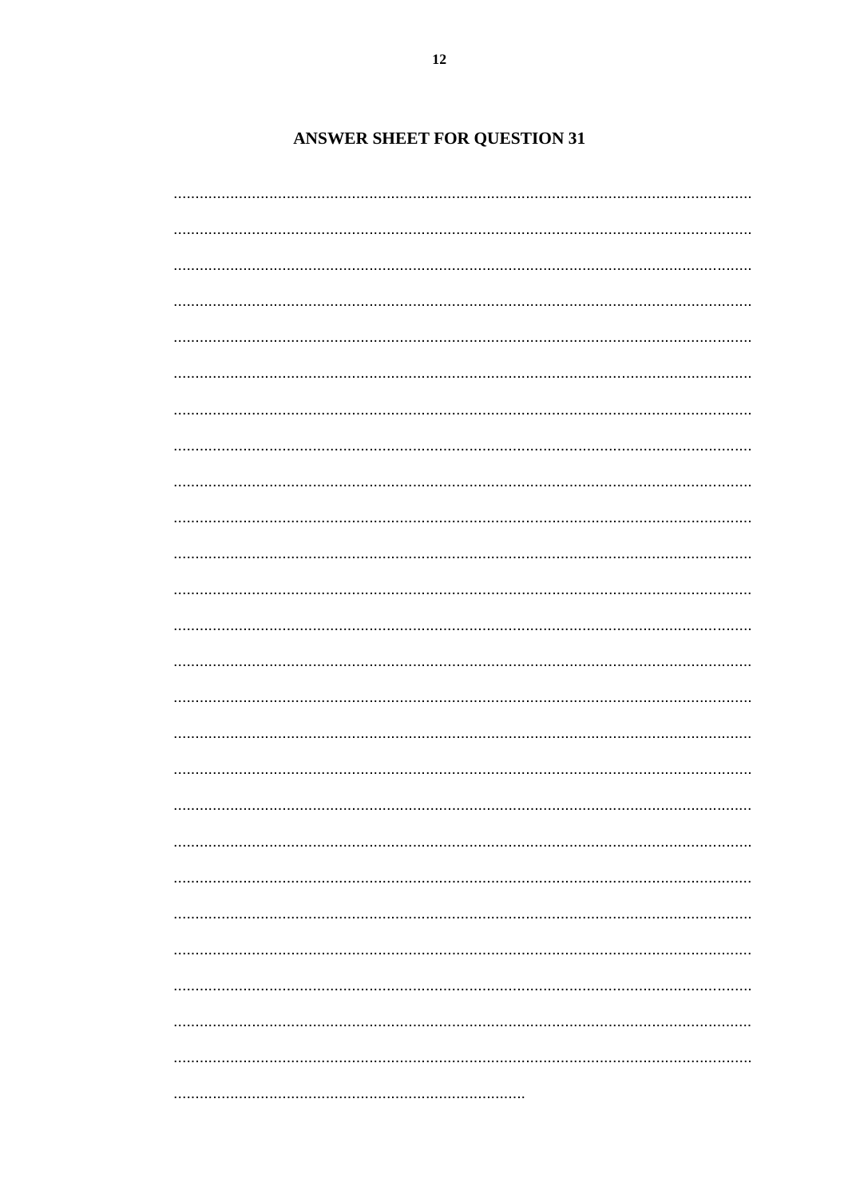## ANSWER SHEET FOR QUESTION 31

.................................................................................................................................................

.................................................................................................................................................

.................................................................................................................................................

.................................................................................................................................................

.................................................................................................................................................

.................................................................................................................................................

.................................................................................................................................................

.................................................................................................................................................

.................................................................................................................................................

.................................................................................................................................................

.................................................................................................................................................

.................................................................................................................................................

.................................................................................................................................................

.................................................................................................................................................

.................................................................................................................................................

.................................................................................................................................................

.................................................................................................................................................

.................................................................................................................................................

.................................................................................................................................................

.................................................................................................................................................

.................................................................................................................................................

.................................................................................................................................................

.................................................................................................................................................

.................................................................................................................................................

.................................................................................................................................................

.....................................................................................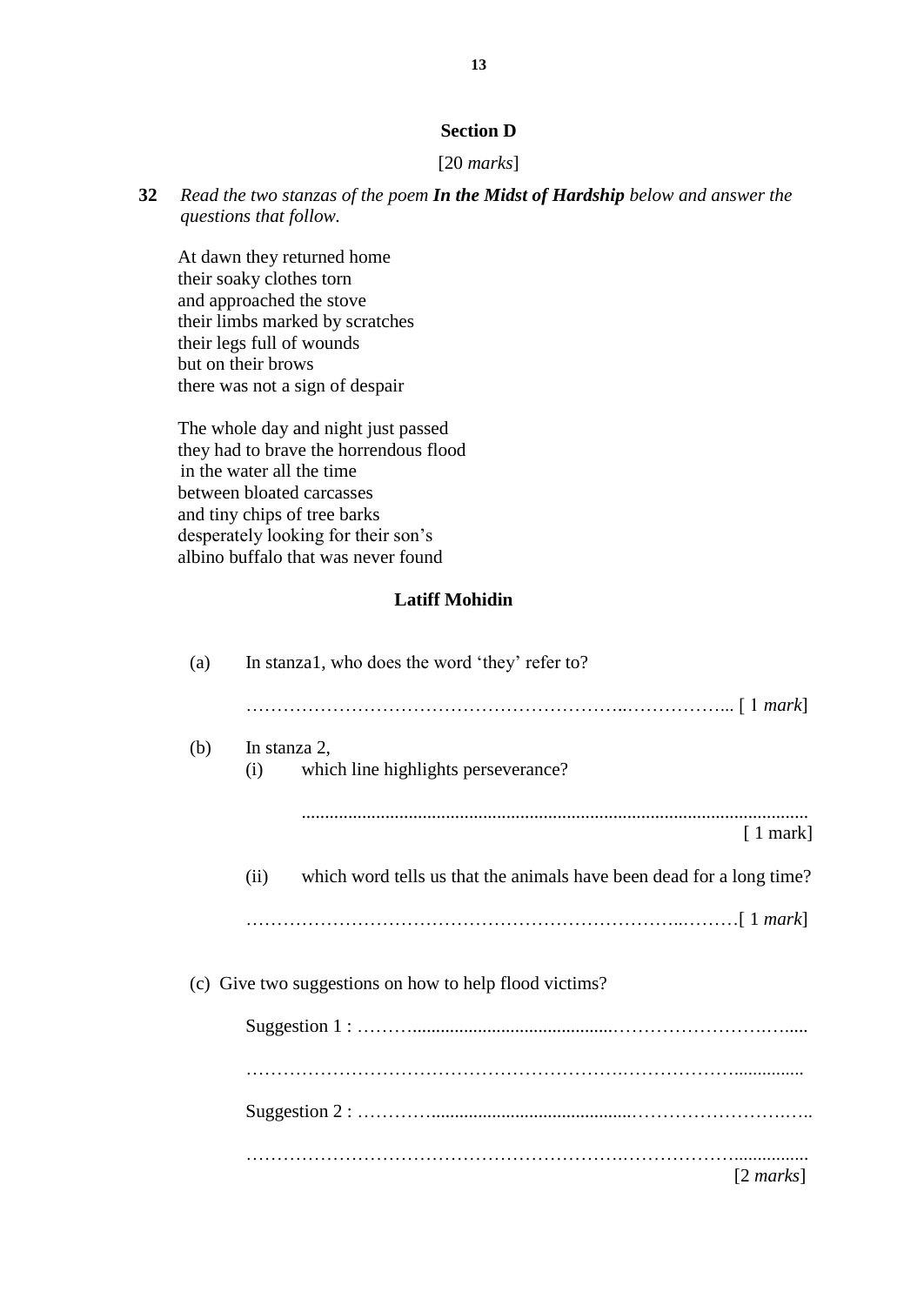## Section D

[20 *marks*]

**32** *Read the two stanzas of the poem* ***In the Midst of Hardship*** *below and answer the questions that follow.*

At dawn they returned home
their soaky clothes torn
and approached the stove
their limbs marked by scratches
their legs full of wounds
but on their brows
there was not a sign of despair

The whole day and night just passed
they had to brave the horrendous flood
in the water all the time
between bloated carcasses
and tiny chips of tree barks
desperately looking for their son's
albino buffalo that was never found

**Latiff Mohidin**

(a) In stanza1, who does the word 'they' refer to?

………………………………………………………..……………... [ 1 *mark*]

(b) In stanza 2,

(i) which line highlights perseverance?

............................................................................................................ [ 1 mark]

(ii) which word tells us that the animals have been dead for a long time?

………………………………………………………………..………[ 1 *mark*]

(c) Give two suggestions on how to help flood victims?

Suggestion 1 : ………..........................................…………………….….....

……………………………………………………….………………...............

Suggestion 2 : …………..........................................……………………….…..

……………………………………………………….………………................ [2 *marks*]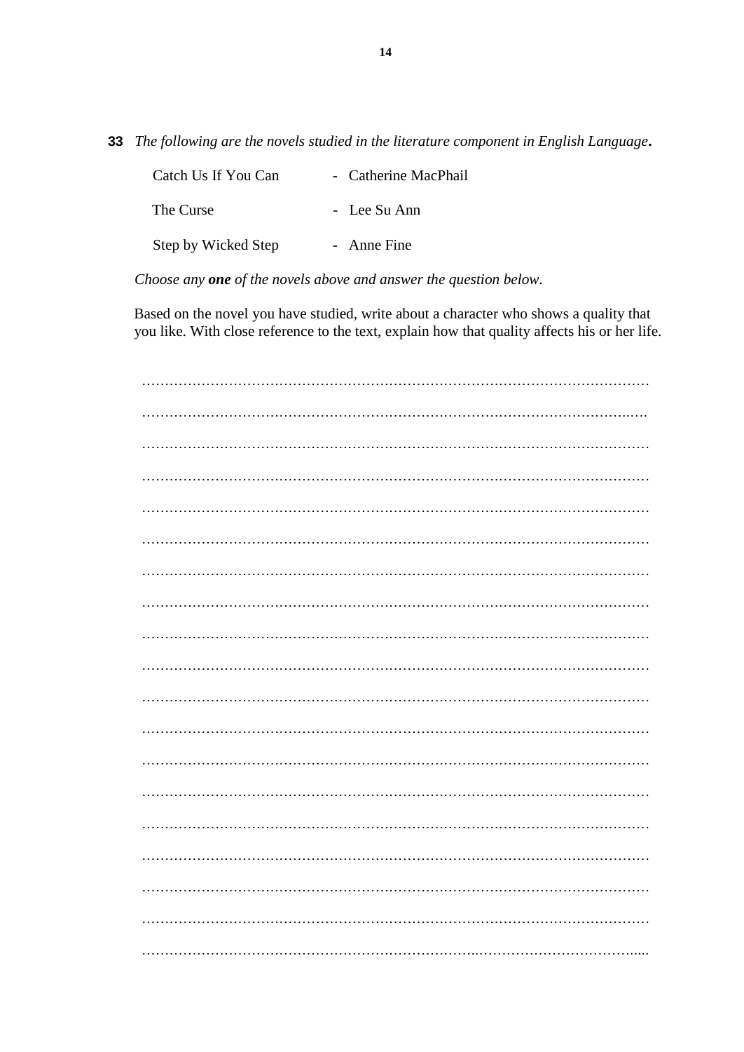**33** *The following are the novels studied in the literature component in English Language***.**

| | |
|---|---|
| Catch Us If You Can | - Catherine MacPhail |
| The Curse | - Lee Su Ann |
| Step by Wicked Step | - Anne Fine |

*Choose any* ***one*** *of the novels above and answer the question below.*

Based on the novel you have studied, write about a character who shows a quality that you like. With close reference to the text, explain how that quality affects his or her life.

…………………………………………………………………………………………………

…………………………………………………………………………………………………

…………………………………………………………………………………………………

…………………………………………………………………………………………………

…………………………………………………………………………………………………

…………………………………………………………………………………………………

…………………………………………………………………………………………………

…………………………………………………………………………………………………

…………………………………………………………………………………………………

…………………………………………………………………………………………………

…………………………………………………………………………………………………

…………………………………………………………………………………………………

…………………………………………………………………………………………………

…………………………………………………………………………………………………

…………………………………………………………………………………………………

…………………………………………………………………………………………………

…………………………………………………………………………………………………

…………………………………………………………………………………………………

…………………………………………………………………………………………………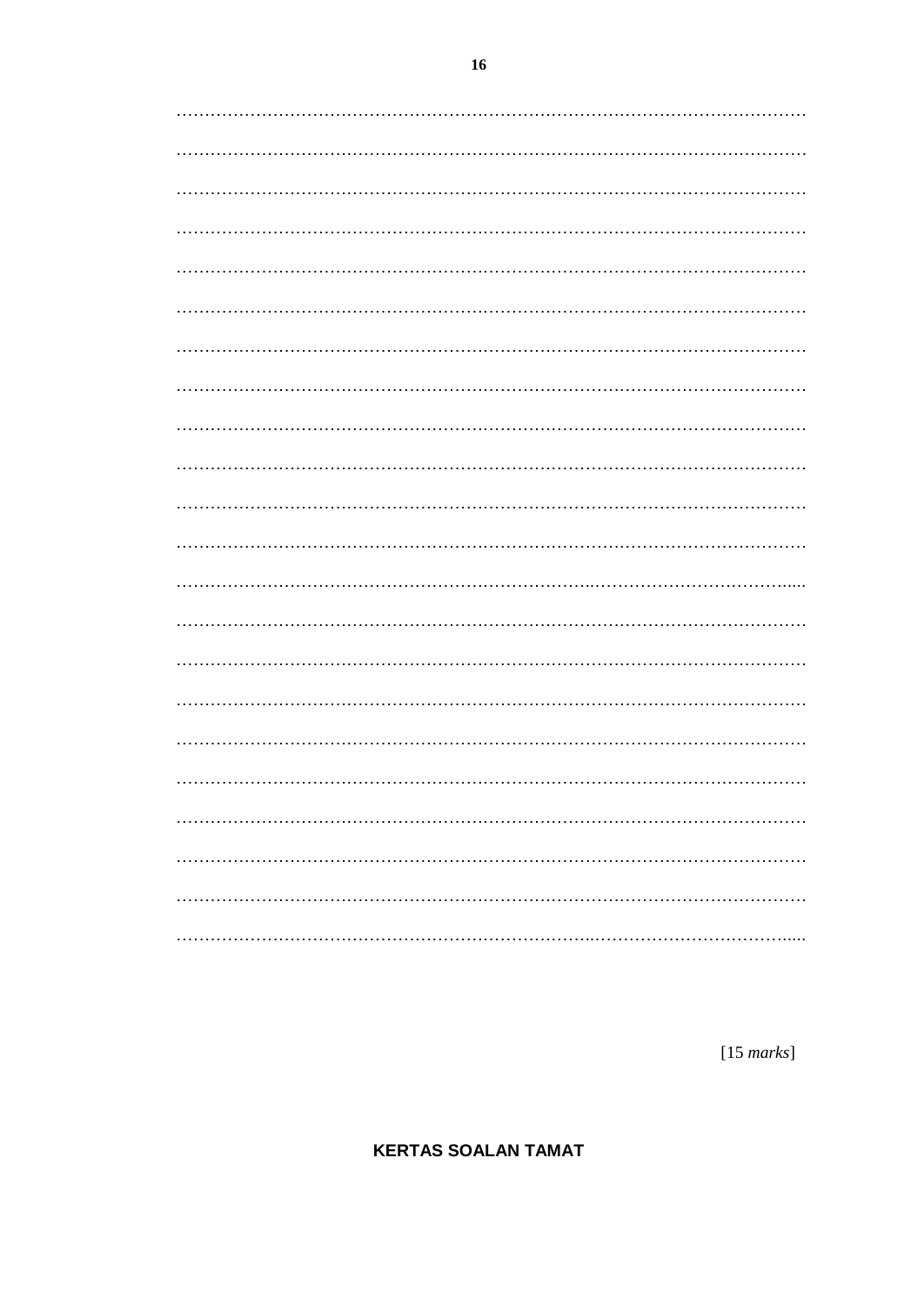……………………………………………………………………………………………

……………………………………………………………………………………………

……………………………………………………………………………………………

……………………………………………………………………………………………

……………………………………………………………………………………………

……………………………………………………………………………………………

……………………………………………………………………………………………

……………………………………………………………………………………………

……………………………………………………………………………………………

……………………………………………………………………………………………

……………………………………………………………………………………………

……………………………………………………………………………………………

……………………………………………………………………………………………

……………………………………………………………………………………………

……………………………………………………………………………………………

……………………………………………………………………………………………

……………………………………………………………………………………………

……………………………………………………………………………………………

……………………………………………………………………………………………

……………………………………………………………………………………………

……………………………………………………………………………………………

……………………………………………………………………………………………

[15 *marks*]

**KERTAS SOALAN TAMAT**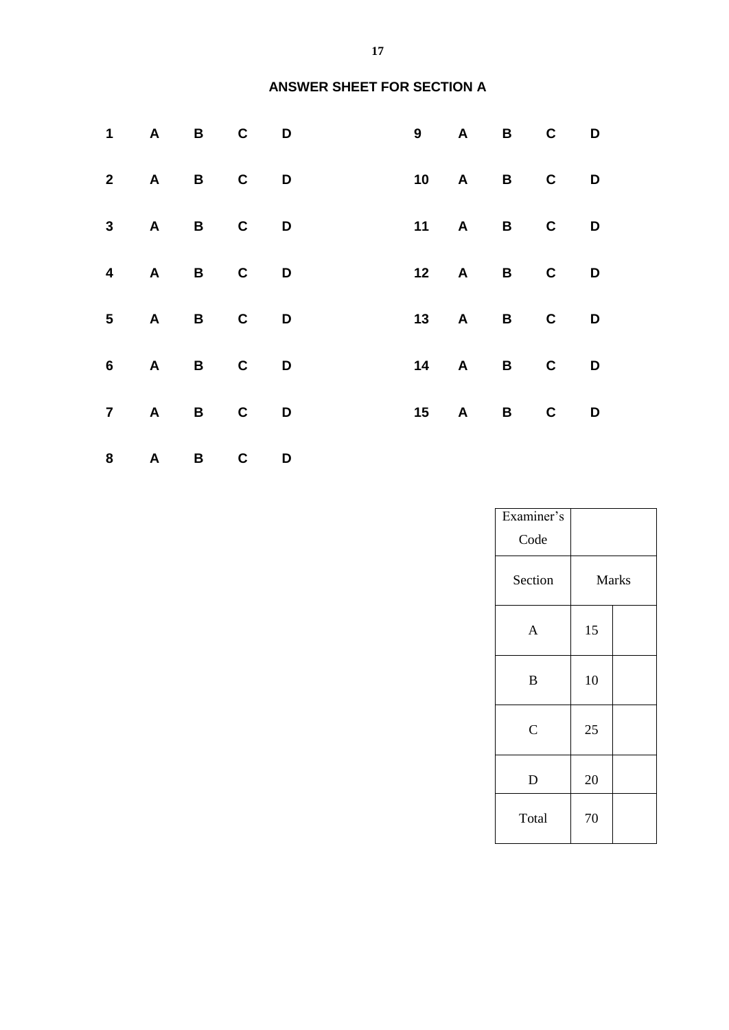## ANSWER SHEET FOR SECTION A

| | | | | | | | | | |
|---|---|---|---|---|---|---|---|---|---|
| **1** | **A** | **B** | **C** | **D** | **9** | **A** | **B** | **C** | **D** |
| **2** | **A** | **B** | **C** | **D** | **10** | **A** | **B** | **C** | **D** |
| **3** | **A** | **B** | **C** | **D** | **11** | **A** | **B** | **C** | **D** |
| **4** | **A** | **B** | **C** | **D** | **12** | **A** | **B** | **C** | **D** |
| **5** | **A** | **B** | **C** | **D** | **13** | **A** | **B** | **C** | **D** |
| **6** | **A** | **B** | **C** | **D** | **14** | **A** | **B** | **C** | **D** |
| **7** | **A** | **B** | **C** | **D** | **15** | **A** | **B** | **C** | **D** |
| **8** | **A** | **B** | **C** | **D** | | | | | |

| Examiner's Code | | |
|---|---|---|
| Section | Marks | |
| A | 15 | |
| B | 10 | |
| C | 25 | |
| D | 20 | |
| Total | 70 | |